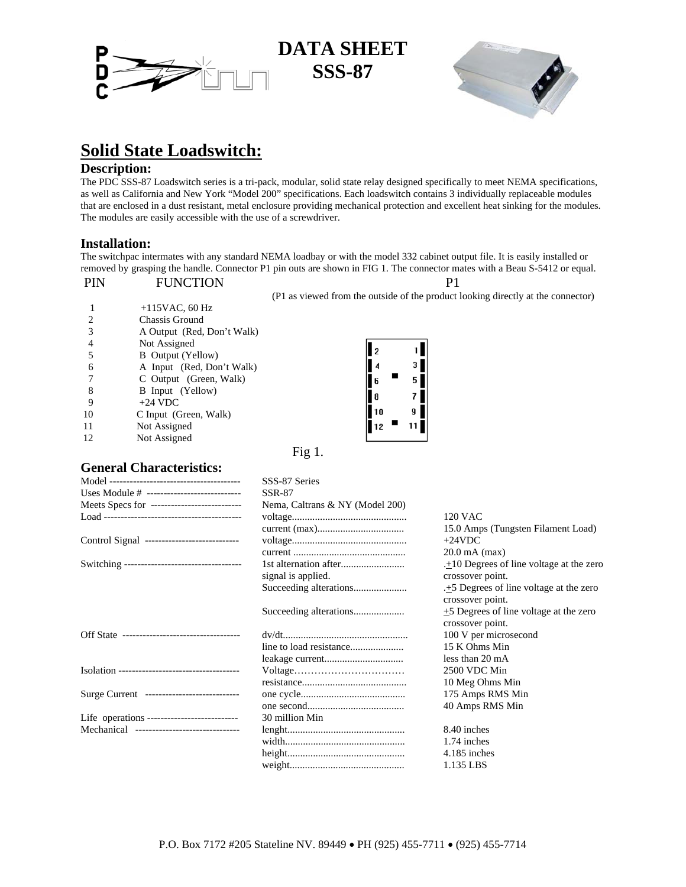# DATA SHEET
# SSS-87

## Solid State Loadswitch:

### Description:

The PDC SSS-87 Loadswitch series is a tri-pack, modular, solid state relay designed specifically to meet NEMA specifications, as well as California and New York "Model 200" specifications. Each loadswitch contains 3 individually replaceable modules that are enclosed in a dust resistant, metal enclosure providing mechanical protection and excellent heat sinking for the modules. The modules are easily accessible with the use of a screwdriver.

### Installation:

The switchpac intermates with any standard NEMA loadbay or with the model 332 cabinet output file. It is easily installed or removed by grasping the handle. Connector P1 pin outs are shown in FIG 1. The connector mates with a Beau S-5412 or equal.

| PIN | FUNCTION |
|---|---|
| 1 | +115VAC, 60 Hz |
| 2 | Chassis Ground |
| 3 | A Output (Red, Don't Walk) |
| 4 | Not Assigned |
| 5 | B Output (Yellow) |
| 6 | A Input (Red, Don't Walk) |
| 7 | C Output (Green, Walk) |
| 8 | B Input (Yellow) |
| 9 | +24 VDC |
| 10 | C Input (Green, Walk) |
| 11 | Not Assigned |
| 12 | Not Assigned |

P1

(P1 as viewed from the outside of the product looking directly at the connector)

| | |
|---|---|
| 2 | 1 |
| 4 | 3 |
| 6 | 5 |
| 8 | 7 |
| 10 | 9 |
| 12 | 11 |

Fig 1.

### General Characteristics:

| | | |
|---|---|---|
| Model | SSS-87 Series | |
| Uses Module # | SSR-87 | |
| Meets Specs for | Nema, Caltrans & NY (Model 200) | |
| Load | voltage | 120 VAC |
| | current (max) | 15.0 Amps (Tungsten Filament Load) |
| Control Signal | voltage | +24VDC |
| | current | 20.0 mA (max) |
| Switching | 1st alternation after signal is applied. | .±10 Degrees of line voltage at the zero crossover point. |
| | Succeeding alterations | .±5 Degrees of line voltage at the zero crossover point. |
| | Succeeding alterations | ±5 Degrees of line voltage at the zero crossover point. |
| Off State | dv/dt | 100 V per microsecond |
| | line to load resistance | 15 K Ohms Min |
| | leakage current | less than 20 mA |
| Isolation | Voltage | 2500 VDC Min |
| | resistance | 10 Meg Ohms Min |
| Surge Current | one cycle | 175 Amps RMS Min |
| | one second | 40 Amps RMS Min |
| Life operations | 30 million Min | |
| Mechanical | lenght | 8.40 inches |
| | width | 1.74 inches |
| | height | 4.185 inches |
| | weight | 1.135 LBS |

P.O. Box 7172 #205 Stateline NV. 89449 • PH (925) 455-7711 • (925) 455-7714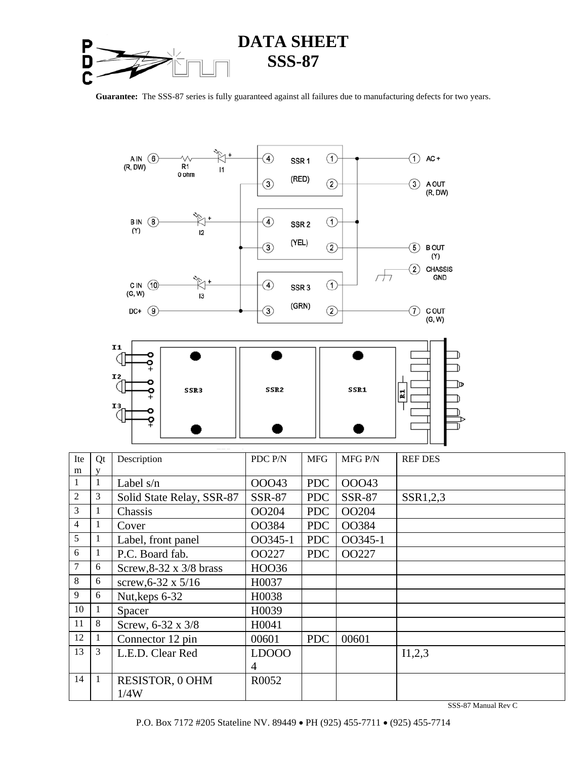# DATA SHEET
# SSS-87

**Guarantee:** The SSS-87 series is fully guaranteed against all failures due to manufacturing defects for two years.

A IN (R, DW) 6
R1 0 ohm
I1
B IN (Y) 8
I2
C IN (G, W) 10
I3
DC+ 9
SSR 1 (RED)
SSR 2 (YEL)
SSR 3 (GRN)
1 AC +
3 A OUT (R, DW)
5 B OUT (Y)
2 CHASSIS GND
7 C OUT (G, W)

I1
I2
I3
SSR3
SSR2
SSR1
R1

| Item | Qty | Description | PDC P/N | MFG | MFG P/N | REF DES |
|---|---|---|---|---|---|---|
| 1 | 1 | Label s/n | OOO43 | PDC | OOO43 | |
| 2 | 3 | Solid State Relay, SSR-87 | SSR-87 | PDC | SSR-87 | SSR1,2,3 |
| 3 | 1 | Chassis | OO204 | PDC | OO204 | |
| 4 | 1 | Cover | OO384 | PDC | OO384 | |
| 5 | 1 | Label, front panel | OO345-1 | PDC | OO345-1 | |
| 6 | 1 | P.C. Board fab. | OO227 | PDC | OO227 | |
| 7 | 6 | Screw,8-32 x 3/8 brass | HOO36 | | | |
| 8 | 6 | screw,6-32 x 5/16 | H0037 | | | |
| 9 | 6 | Nut,keps 6-32 | H0038 | | | |
| 10 | 1 | Spacer | H0039 | | | |
| 11 | 8 | Screw, 6-32 x 3/8 | H0041 | | | |
| 12 | 1 | Connector 12 pin | 00601 | PDC | 00601 | |
| 13 | 3 | L.E.D. Clear Red | LDOOO4 | | | I1,2,3 |
| 14 | 1 | RESISTOR, 0 OHM 1/4W | R0052 | | | |

SSS-87 Manual Rev C

P.O. Box 7172 #205 Stateline NV. 89449 • PH (925) 455-7711 • (925) 455-7714